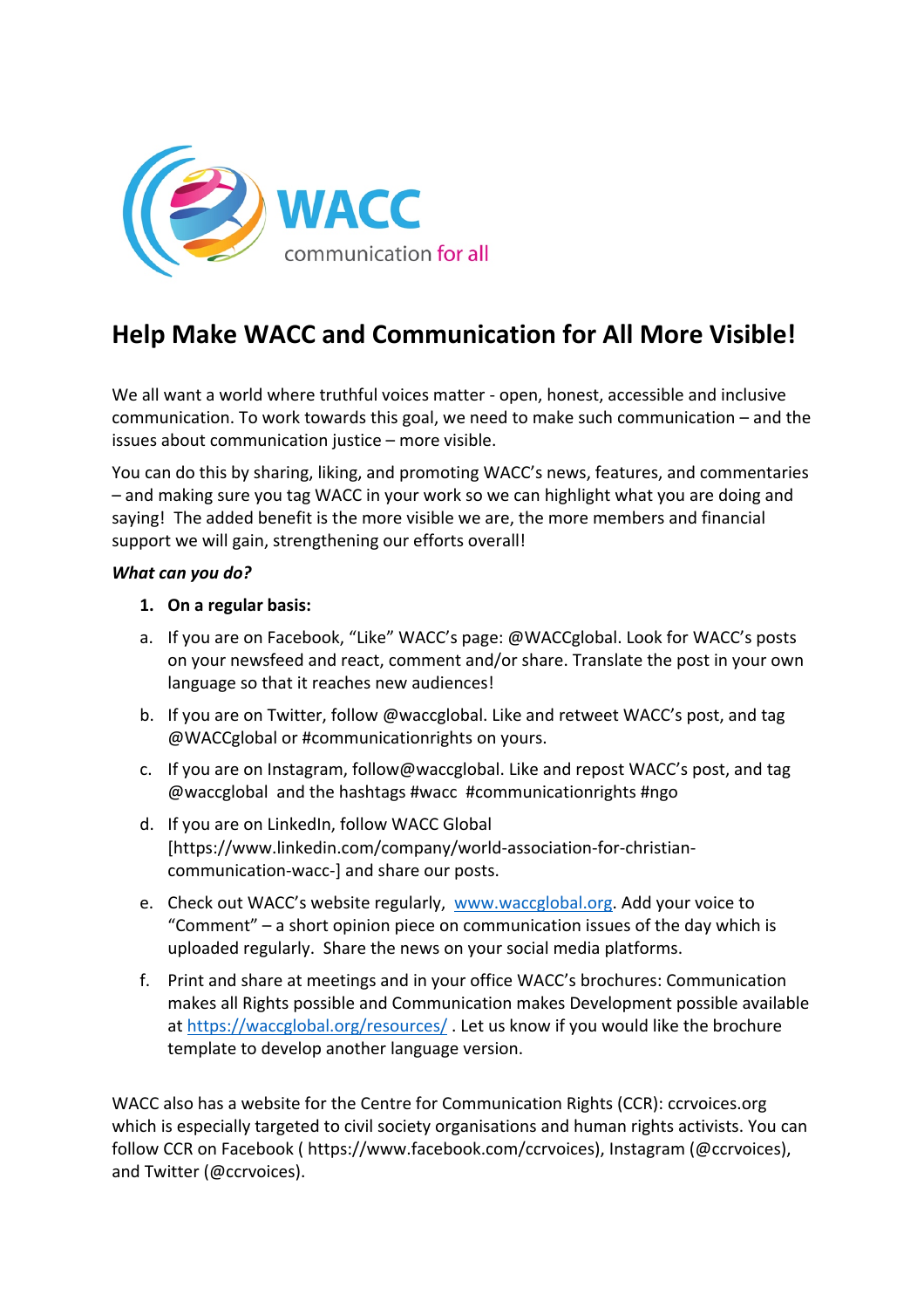# Help Make WACC and Communication for All More Visible!

We all want a world where truthful voices matter - open, honest, accessible and inclusive communication. To work towards this goal, we need to make such communication – and the issues about communication justice – more visible.

You can do this by sharing, liking, and promoting WACC's news, features, and commentaries – and making sure you tag WACC in your work so we can highlight what you are doing and saying! The added benefit is the more visible we are, the more members and financial support we will gain, strengthening our efforts overall!

***What can you do?***

1. **On a regular basis:**

a. If you are on Facebook, "Like" WACC's page: @WACCglobal. Look for WACC's posts on your newsfeed and react, comment and/or share. Translate the post in your own language so that it reaches new audiences!

b. If you are on Twitter, follow @waccglobal. Like and retweet WACC's post, and tag @WACCglobal or #communicationrights on yours.

c. If you are on Instagram, follow@waccglobal. Like and repost WACC's post, and tag @waccglobal and the hashtags #wacc #communicationrights #ngo

d. If you are on LinkedIn, follow WACC Global [https://www.linkedin.com/company/world-association-for-christian-communication-wacc-] and share our posts.

e. Check out WACC's website regularly, [www.waccglobal.org](www.waccglobal.org). Add your voice to "Comment" – a short opinion piece on communication issues of the day which is uploaded regularly. Share the news on your social media platforms.

f. Print and share at meetings and in your office WACC's brochures: Communication makes all Rights possible and Communication makes Development possible available at [https://waccglobal.org/resources/](https://waccglobal.org/resources/) . Let us know if you would like the brochure template to develop another language version.

WACC also has a website for the Centre for Communication Rights (CCR): ccrvoices.org which is especially targeted to civil society organisations and human rights activists. You can follow CCR on Facebook ( https://www.facebook.com/ccrvoices), Instagram (@ccrvoices), and Twitter (@ccrvoices).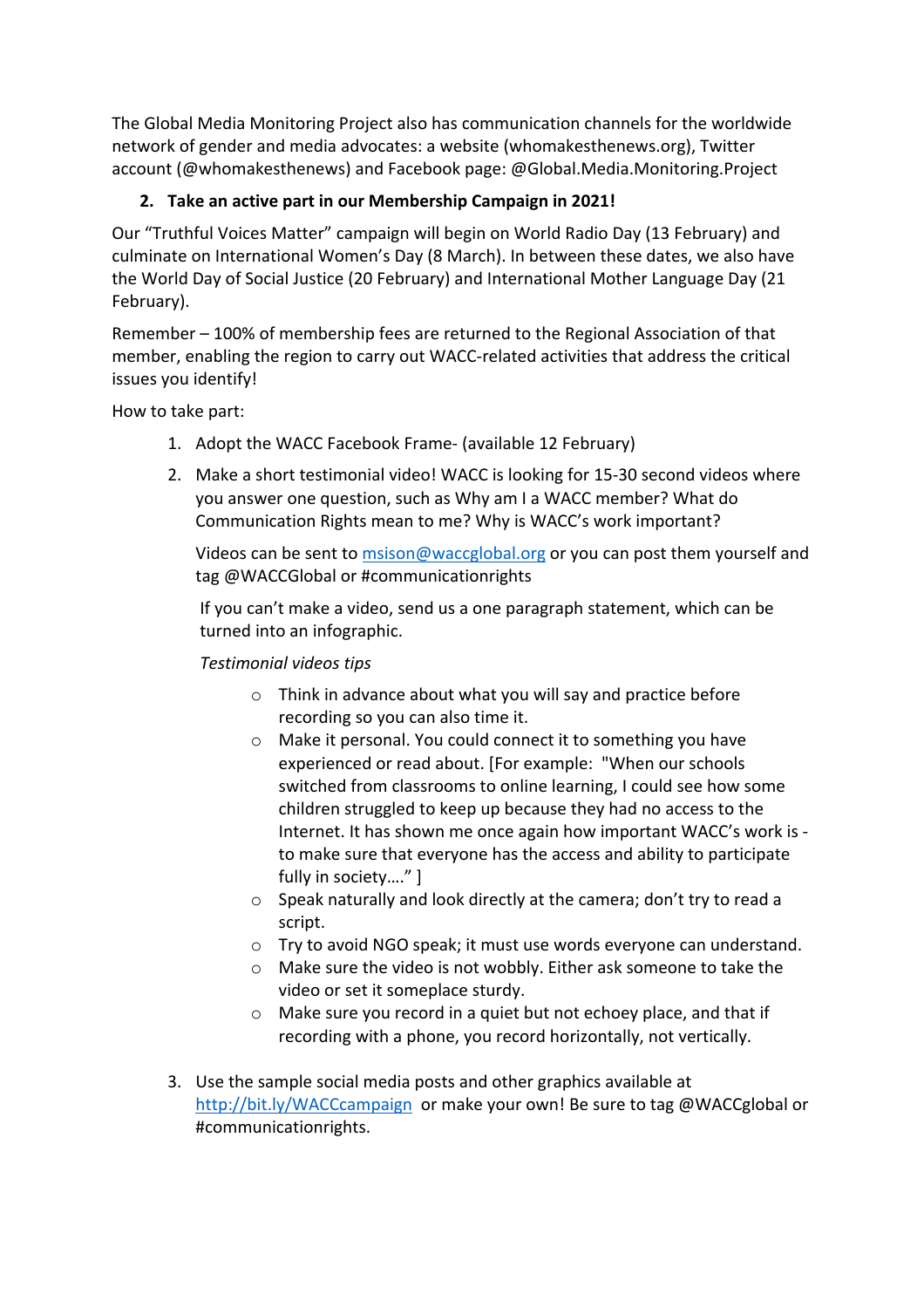The Global Media Monitoring Project also has communication channels for the worldwide network of gender and media advocates: a website (whomakesthenews.org), Twitter account (@whomakesthenews) and Facebook page: @Global.Media.Monitoring.Project

2. **Take an active part in our Membership Campaign in 2021!**

Our "Truthful Voices Matter" campaign will begin on World Radio Day (13 February) and culminate on International Women's Day (8 March). In between these dates, we also have the World Day of Social Justice (20 February) and International Mother Language Day (21 February).

Remember – 100% of membership fees are returned to the Regional Association of that member, enabling the region to carry out WACC-related activities that address the critical issues you identify!

How to take part:

1. Adopt the WACC Facebook Frame- (available 12 February)
2. Make a short testimonial video! WACC is looking for 15-30 second videos where you answer one question, such as Why am I a WACC member? What do Communication Rights mean to me? Why is WACC's work important?

   Videos can be sent to msison@waccglobal.org or you can post them yourself and tag @WACCGlobal or #communicationrights

   If you can't make a video, send us a one paragraph statement, which can be turned into an infographic.

   *Testimonial videos tips*

   - Think in advance about what you will say and practice before recording so you can also time it.
   - Make it personal. You could connect it to something you have experienced or read about. [For example: "When our schools switched from classrooms to online learning, I could see how some children struggled to keep up because they had no access to the Internet. It has shown me once again how important WACC's work is - to make sure that everyone has the access and ability to participate fully in society…." ]
   - Speak naturally and look directly at the camera; don't try to read a script.
   - Try to avoid NGO speak; it must use words everyone can understand.
   - Make sure the video is not wobbly. Either ask someone to take the video or set it someplace sturdy.
   - Make sure you record in a quiet but not echoey place, and that if recording with a phone, you record horizontally, not vertically.

3. Use the sample social media posts and other graphics available at http://bit.ly/WACCcampaign or make your own! Be sure to tag @WACCglobal or #communicationrights.